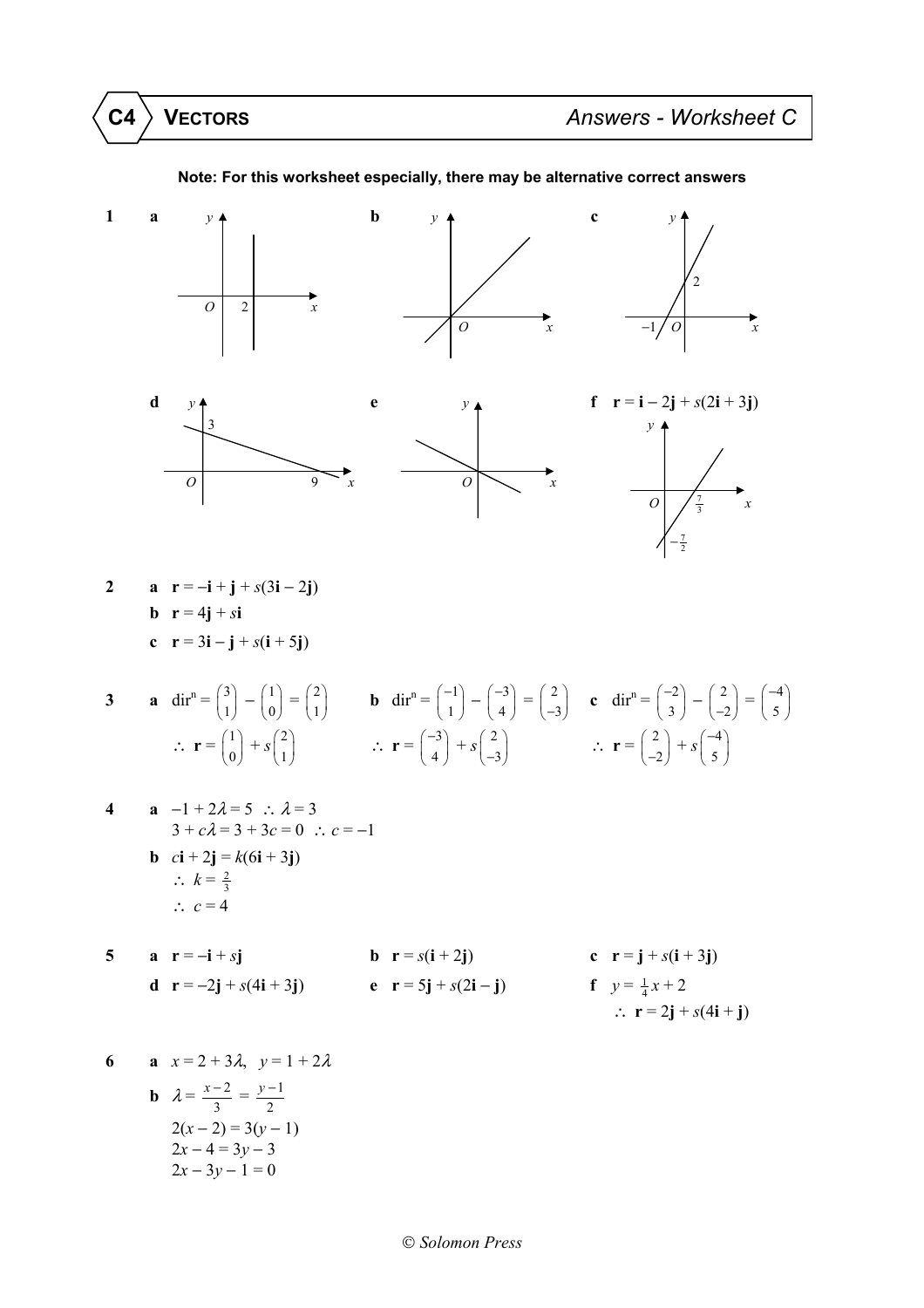# C4 VECTORS — Answers - Worksheet C

**Note: For this worksheet especially, there may be alternative correct answers**

**1** **a** (graph: vertical line through $x = 2$)  **b** (graph: line through $O$ with positive gradient)  **c** (graph: line through $(-1, 0)$ and $(0, 2)$)

**d** (graph: line through $(0, 3)$ and $(9, 0)$)  **e** (graph: line through $O$ with negative gradient)  **f** $\mathbf{r} = \mathbf{i} - 2\mathbf{j} + s(2\mathbf{i} + 3\mathbf{j})$ (graph: line through $(\frac{7}{3}, 0)$ and $(0, -\frac{7}{2})$)

**2** **a** $\mathbf{r} = -\mathbf{i} + \mathbf{j} + s(3\mathbf{i} - 2\mathbf{j})$

**b** $\mathbf{r} = 4\mathbf{j} + s\mathbf{i}$

**c** $\mathbf{r} = 3\mathbf{i} - \mathbf{j} + s(\mathbf{i} + 5\mathbf{j})$

**3** **a** $\text{dir}^n = \begin{pmatrix}3\\1\end{pmatrix} - \begin{pmatrix}1\\0\end{pmatrix} = \begin{pmatrix}2\\1\end{pmatrix}$

$\therefore\ \mathbf{r} = \begin{pmatrix}1\\0\end{pmatrix} + s\begin{pmatrix}2\\1\end{pmatrix}$

**b** $\text{dir}^n = \begin{pmatrix}-1\\1\end{pmatrix} - \begin{pmatrix}-3\\4\end{pmatrix} = \begin{pmatrix}2\\-3\end{pmatrix}$

$\therefore\ \mathbf{r} = \begin{pmatrix}-3\\4\end{pmatrix} + s\begin{pmatrix}2\\-3\end{pmatrix}$

**c** $\text{dir}^n = \begin{pmatrix}-2\\3\end{pmatrix} - \begin{pmatrix}2\\-2\end{pmatrix} = \begin{pmatrix}-4\\5\end{pmatrix}$

$\therefore\ \mathbf{r} = \begin{pmatrix}2\\-2\end{pmatrix} + s\begin{pmatrix}-4\\5\end{pmatrix}$

**4** **a** $-1 + 2\lambda = 5\ \therefore\ \lambda = 3$

$3 + c\lambda = 3 + 3c = 0\ \therefore\ c = -1$

**b** $c\mathbf{i} + 2\mathbf{j} = k(6\mathbf{i} + 3\mathbf{j})$

$\therefore\ k = \frac{2}{3}$

$\therefore\ c = 4$

**5** **a** $\mathbf{r} = -\mathbf{i} + s\mathbf{j}$

**b** $\mathbf{r} = s(\mathbf{i} + 2\mathbf{j})$

**c** $\mathbf{r} = \mathbf{j} + s(\mathbf{i} + 3\mathbf{j})$

**d** $\mathbf{r} = -2\mathbf{j} + s(4\mathbf{i} + 3\mathbf{j})$

**e** $\mathbf{r} = 5\mathbf{j} + s(2\mathbf{i} - \mathbf{j})$

**f** $y = \frac{1}{4}x + 2$

$\therefore\ \mathbf{r} = 2\mathbf{j} + s(4\mathbf{i} + \mathbf{j})$

**6** **a** $x = 2 + 3\lambda,\ \ y = 1 + 2\lambda$

**b** $\lambda = \frac{x-2}{3} = \frac{y-1}{2}$

$2(x - 2) = 3(y - 1)$

$2x - 4 = 3y - 3$

$2x - 3y - 1 = 0$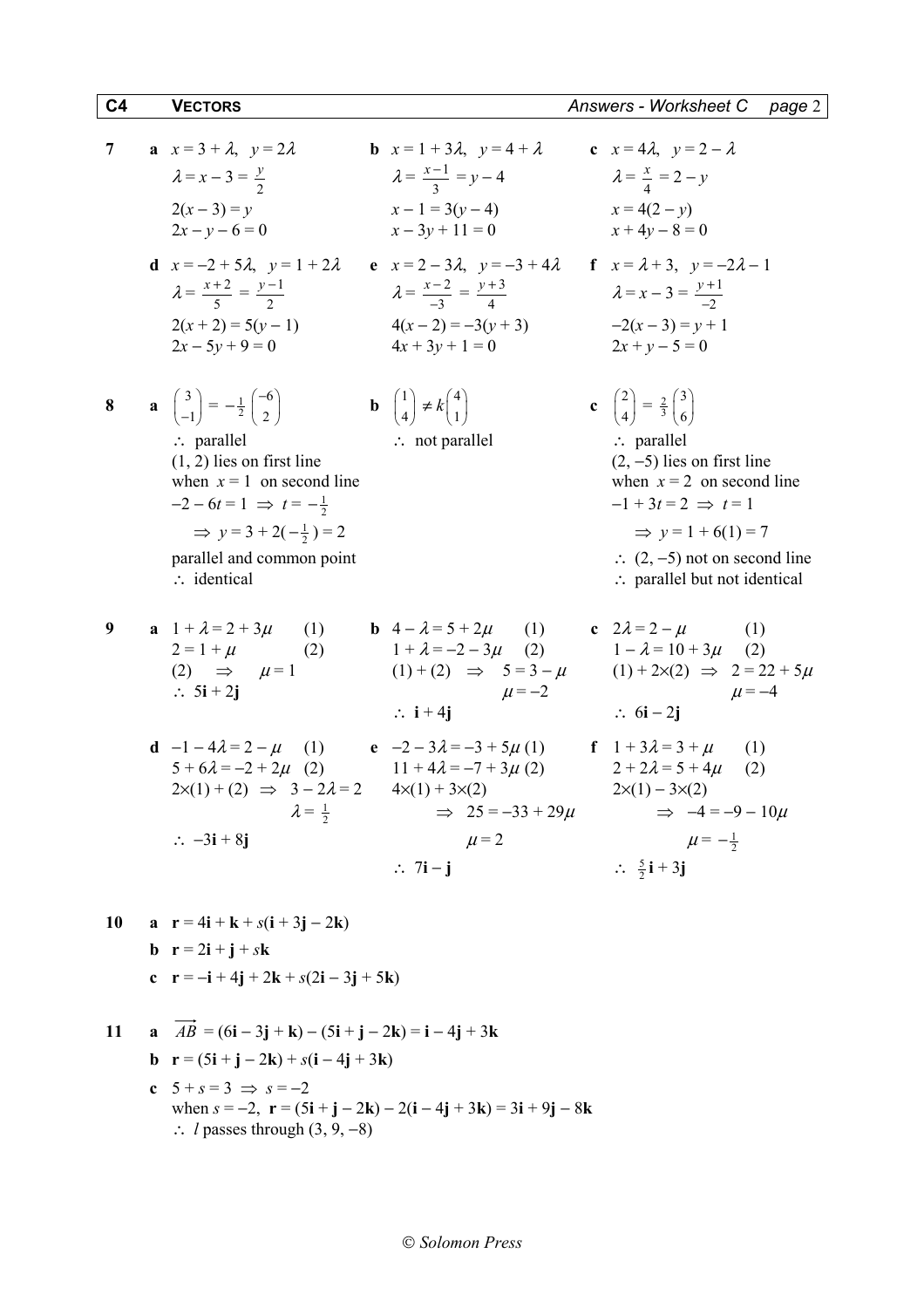**7**

**a** $x = 3 + \lambda$, $y = 2\lambda$

$\lambda = x - 3 = \frac{y}{2}$

$2(x - 3) = y$

$2x - y - 6 = 0$

**b** $x = 1 + 3\lambda$, $y = 4 + \lambda$

$\lambda = \frac{x-1}{3} = y - 4$

$x - 1 = 3(y - 4)$

$x - 3y + 11 = 0$

**c** $x = 4\lambda$, $y = 2 - \lambda$

$\lambda = \frac{x}{4} = 2 - y$

$x = 4(2 - y)$

$x + 4y - 8 = 0$

**d** $x = -2 + 5\lambda$, $y = 1 + 2\lambda$

$\lambda = \frac{x+2}{5} = \frac{y-1}{2}$

$2(x + 2) = 5(y - 1)$

$2x - 5y + 9 = 0$

**e** $x = 2 - 3\lambda$, $y = -3 + 4\lambda$

$\lambda = \frac{x-2}{-3} = \frac{y+3}{4}$

$4(x - 2) = -3(y + 3)$

$4x + 3y + 1 = 0$

**f** $x = \lambda + 3$, $y = -2\lambda - 1$

$\lambda = x - 3 = \frac{y+1}{-2}$

$-2(x - 3) = y + 1$

$2x + y - 5 = 0$

**8**

**a** $\begin{pmatrix} 3 \\ -1 \end{pmatrix} = -\frac{1}{2}\begin{pmatrix} -6 \\ 2 \end{pmatrix}$

$\therefore$ parallel

$(1, 2)$ lies on first line

when $x = 1$ on second line

$-2 - 6t = 1 \Rightarrow t = -\frac{1}{2}$

$\Rightarrow y = 3 + 2(-\frac{1}{2}) = 2$

parallel and common point

$\therefore$ identical

**b** $\begin{pmatrix} 1 \\ 4 \end{pmatrix} \neq k\begin{pmatrix} 4 \\ 1 \end{pmatrix}$

$\therefore$ not parallel

**c** $\begin{pmatrix} 2 \\ 4 \end{pmatrix} = \frac{2}{3}\begin{pmatrix} 3 \\ 6 \end{pmatrix}$

$\therefore$ parallel

$(2, -5)$ lies on first line

when $x = 2$ on second line

$-1 + 3t = 2 \Rightarrow t = 1$

$\Rightarrow y = 1 + 6(1) = 7$

$\therefore$ $(2, -5)$ not on second line

$\therefore$ parallel but not identical

**9**

**a** $1 + \lambda = 2 + 3\mu$ (1)

$2 = 1 + \mu$ (2)

(2) $\Rightarrow$ $\mu = 1$

$\therefore$ $5\mathbf{i} + 2\mathbf{j}$

**b** $4 - \lambda = 5 + 2\mu$ (1)

$1 + \lambda = -2 - 3\mu$ (2)

(1) + (2) $\Rightarrow$ $5 = 3 - \mu$

$\mu = -2$

$\therefore$ $\mathbf{i} + 4\mathbf{j}$

**c** $2\lambda = 2 - \mu$ (1)

$1 - \lambda = 10 + 3\mu$ (2)

(1) + 2×(2) $\Rightarrow$ $2 = 22 + 5\mu$

$\mu = -4$

$\therefore$ $6\mathbf{i} - 2\mathbf{j}$

**d** $-1 - 4\lambda = 2 - \mu$ (1)

$5 + 6\lambda = -2 + 2\mu$ (2)

2×(1) + (2) $\Rightarrow$ $3 - 2\lambda = 2$

$\lambda = \frac{1}{2}$

$\therefore$ $-3\mathbf{i} + 8\mathbf{j}$

**e** $-2 - 3\lambda = -3 + 5\mu$ (1)

$11 + 4\lambda = -7 + 3\mu$ (2)

4×(1) + 3×(2)

$\Rightarrow$ $25 = -33 + 29\mu$

$\mu = 2$

$\therefore$ $7\mathbf{i} - \mathbf{j}$

**f** $1 + 3\lambda = 3 + \mu$ (1)

$2 + 2\lambda = 5 + 4\mu$ (2)

2×(1) − 3×(2)

$\Rightarrow$ $-4 = -9 - 10\mu$

$\mu = -\frac{1}{2}$

$\therefore$ $\frac{5}{2}\mathbf{i} + 3\mathbf{j}$

**10**

**a** $\mathbf{r} = 4\mathbf{i} + \mathbf{k} + s(\mathbf{i} + 3\mathbf{j} - 2\mathbf{k})$

**b** $\mathbf{r} = 2\mathbf{i} + \mathbf{j} + s\mathbf{k}$

**c** $\mathbf{r} = -\mathbf{i} + 4\mathbf{j} + 2\mathbf{k} + s(2\mathbf{i} - 3\mathbf{j} + 5\mathbf{k})$

**11**

**a** $\overrightarrow{AB} = (6\mathbf{i} - 3\mathbf{j} + \mathbf{k}) - (5\mathbf{i} + \mathbf{j} - 2\mathbf{k}) = \mathbf{i} - 4\mathbf{j} + 3\mathbf{k}$

**b** $\mathbf{r} = (5\mathbf{i} + \mathbf{j} - 2\mathbf{k}) + s(\mathbf{i} - 4\mathbf{j} + 3\mathbf{k})$

**c** $5 + s = 3 \Rightarrow s = -2$

when $s = -2$, $\mathbf{r} = (5\mathbf{i} + \mathbf{j} - 2\mathbf{k}) - 2(\mathbf{i} - 4\mathbf{j} + 3\mathbf{k}) = 3\mathbf{i} + 9\mathbf{j} - 8\mathbf{k}$

$\therefore$ $l$ passes through $(3, 9, -8)$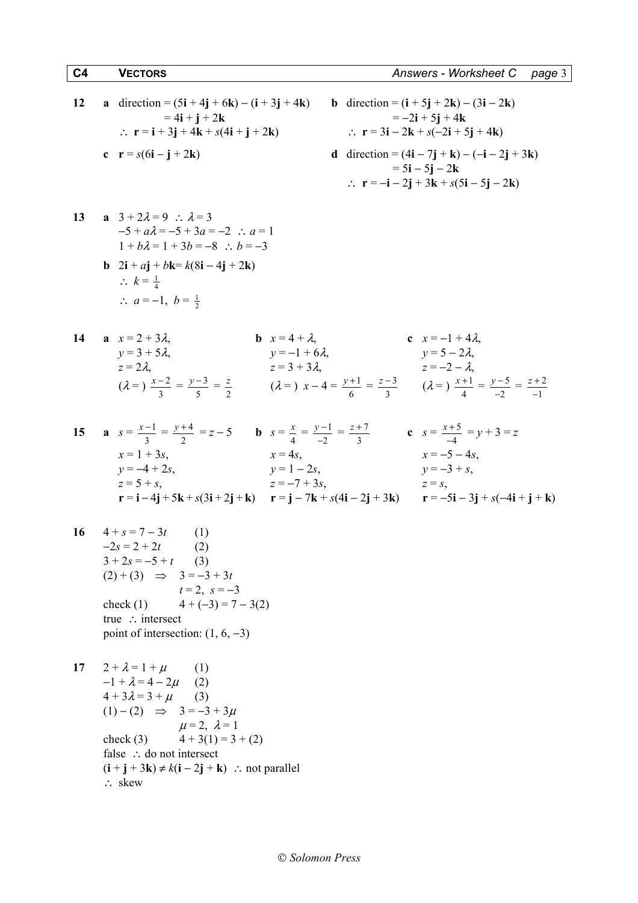**12** **a** direction = $(5\mathbf{i} + 4\mathbf{j} + 6\mathbf{k}) - (\mathbf{i} + 3\mathbf{j} + 4\mathbf{k})$
$= 4\mathbf{i} + \mathbf{j} + 2\mathbf{k}$
$\therefore\ \mathbf{r} = \mathbf{i} + 3\mathbf{j} + 4\mathbf{k} + s(4\mathbf{i} + \mathbf{j} + 2\mathbf{k})$

**b** direction = $(\mathbf{i} + 5\mathbf{j} + 2\mathbf{k}) - (3\mathbf{i} - 2\mathbf{k})$
$= -2\mathbf{i} + 5\mathbf{j} + 4\mathbf{k}$
$\therefore\ \mathbf{r} = 3\mathbf{i} - 2\mathbf{k} + s(-2\mathbf{i} + 5\mathbf{j} + 4\mathbf{k})$

**c** $\mathbf{r} = s(6\mathbf{i} - \mathbf{j} + 2\mathbf{k})$

**d** direction = $(4\mathbf{i} - 7\mathbf{j} + \mathbf{k}) - (-\mathbf{i} - 2\mathbf{j} + 3\mathbf{k})$
$= 5\mathbf{i} - 5\mathbf{j} - 2\mathbf{k}$
$\therefore\ \mathbf{r} = -\mathbf{i} - 2\mathbf{j} + 3\mathbf{k} + s(5\mathbf{i} - 5\mathbf{j} - 2\mathbf{k})$

**13** **a** $3 + 2\lambda = 9\ \therefore\ \lambda = 3$
$-5 + a\lambda = -5 + 3a = -2\ \therefore\ a = 1$
$1 + b\lambda = 1 + 3b = -8\ \therefore\ b = -3$

**b** $2\mathbf{i} + a\mathbf{j} + b\mathbf{k} = k(8\mathbf{i} - 4\mathbf{j} + 2\mathbf{k})$
$\therefore\ k = \frac{1}{4}$
$\therefore\ a = -1,\ b = \frac{1}{2}$

**14** **a** $x = 2 + 3\lambda$,
$y = 3 + 5\lambda$,
$z = 2\lambda$,
$(\lambda =)\ \frac{x-2}{3} = \frac{y-3}{5} = \frac{z}{2}$

**b** $x = 4 + \lambda$,
$y = -1 + 6\lambda$,
$z = 3 + 3\lambda$,
$(\lambda =)\ x - 4 = \frac{y+1}{6} = \frac{z-3}{3}$

**c** $x = -1 + 4\lambda$,
$y = 5 - 2\lambda$,
$z = -2 - \lambda$,
$(\lambda =)\ \frac{x+1}{4} = \frac{y-5}{-2} = \frac{z+2}{-1}$

**15** **a** $s = \frac{x-1}{3} = \frac{y+4}{2} = z - 5$
$x = 1 + 3s$,
$y = -4 + 2s$,
$z = 5 + s$,
$\mathbf{r} = \mathbf{i} - 4\mathbf{j} + 5\mathbf{k} + s(3\mathbf{i} + 2\mathbf{j} + \mathbf{k})$

**b** $s = \frac{x}{4} = \frac{y-1}{-2} = \frac{z+7}{3}$
$x = 4s$,
$y = 1 - 2s$,
$z = -7 + 3s$,
$\mathbf{r} = \mathbf{j} - 7\mathbf{k} + s(4\mathbf{i} - 2\mathbf{j} + 3\mathbf{k})$

**c** $s = \frac{x+5}{-4} = y + 3 = z$
$x = -5 - 4s$,
$y = -3 + s$,
$z = s$,
$\mathbf{r} = -5\mathbf{i} - 3\mathbf{j} + s(-4\mathbf{i} + \mathbf{j} + \mathbf{k})$

**16** $4 + s = 7 - 3t$ (1)
$-2s = 2 + 2t$ (2)
$3 + 2s = -5 + t$ (3)
(2) + (3) $\Rightarrow$ $3 = -3 + 3t$
$t = 2,\ s = -3$
check (1) $4 + (-3) = 7 - 3(2)$
true $\therefore$ intersect
point of intersection: $(1, 6, -3)$

**17** $2 + \lambda = 1 + \mu$ (1)
$-1 + \lambda = 4 - 2\mu$ (2)
$4 + 3\lambda = 3 + \mu$ (3)
(1) − (2) $\Rightarrow$ $3 = -3 + 3\mu$
$\mu = 2,\ \lambda = 1$
check (3) $4 + 3(1) = 3 + (2)$
false $\therefore$ do not intersect
$(\mathbf{i} + \mathbf{j} + 3\mathbf{k}) \neq k(\mathbf{i} - 2\mathbf{j} + \mathbf{k})\ \therefore$ not parallel
$\therefore$ skew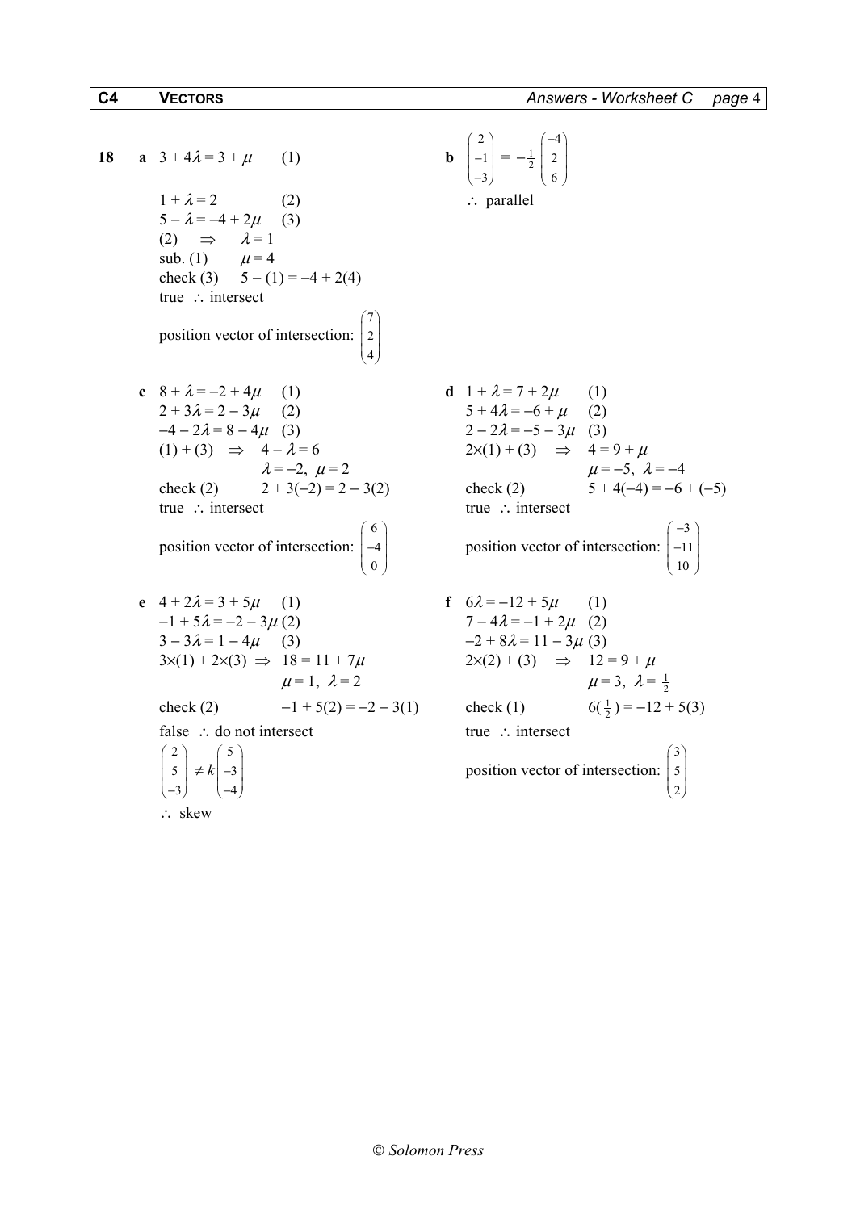**18**

**a** $3 + 4\lambda = 3 + \mu \quad (1)$

$1 + \lambda = 2 \quad (2)$

$5 - \lambda = -4 + 2\mu \quad (3)$

$(2) \quad \Rightarrow \quad \lambda = 1$

sub. (1) $\quad \mu = 4$

check (3) $\quad 5 - (1) = -4 + 2(4)$

true $\therefore$ intersect

position vector of intersection: $\begin{pmatrix} 7 \\ 2 \\ 4 \end{pmatrix}$

**b** $\begin{pmatrix} 2 \\ -1 \\ -3 \end{pmatrix} = -\frac{1}{2}\begin{pmatrix} -4 \\ 2 \\ 6 \end{pmatrix}$

$\therefore$ parallel

**c** $8 + \lambda = -2 + 4\mu \quad (1)$

$2 + 3\lambda = 2 - 3\mu \quad (2)$

$-4 - 2\lambda = 8 - 4\mu \quad (3)$

$(1) + (3) \quad \Rightarrow \quad 4 - \lambda = 6$

$\lambda = -2, \ \mu = 2$

check (2) $\quad 2 + 3(-2) = 2 - 3(2)$

true $\therefore$ intersect

position vector of intersection: $\begin{pmatrix} 6 \\ -4 \\ 0 \end{pmatrix}$

**d** $1 + \lambda = 7 + 2\mu \quad (1)$

$5 + 4\lambda = -6 + \mu \quad (2)$

$2 - 2\lambda = -5 - 3\mu \quad (3)$

$2\times(1) + (3) \quad \Rightarrow \quad 4 = 9 + \mu$

$\mu = -5, \ \lambda = -4$

check (2) $\quad 5 + 4(-4) = -6 + (-5)$

true $\therefore$ intersect

position vector of intersection: $\begin{pmatrix} -3 \\ -11 \\ 10 \end{pmatrix}$

**e** $4 + 2\lambda = 3 + 5\mu \quad (1)$

$-1 + 5\lambda = -2 - 3\mu \quad (2)$

$3 - 3\lambda = 1 - 4\mu \quad (3)$

$3\times(1) + 2\times(3) \ \Rightarrow \ 18 = 11 + 7\mu$

$\mu = 1, \ \lambda = 2$

check (2) $\quad -1 + 5(2) = -2 - 3(1)$

false $\therefore$ do not intersect

$\begin{pmatrix} 2 \\ 5 \\ -3 \end{pmatrix} \neq k\begin{pmatrix} 5 \\ -3 \\ -4 \end{pmatrix}$

$\therefore$ skew

**f** $6\lambda = -12 + 5\mu \quad (1)$

$7 - 4\lambda = -1 + 2\mu \quad (2)$

$-2 + 8\lambda = 11 - 3\mu \quad (3)$

$2\times(2) + (3) \quad \Rightarrow \quad 12 = 9 + \mu$

$\mu = 3, \ \lambda = \frac{1}{2}$

check (1) $\quad 6(\frac{1}{2}) = -12 + 5(3)$

true $\therefore$ intersect

position vector of intersection: $\begin{pmatrix} 3 \\ 5 \\ 2 \end{pmatrix}$